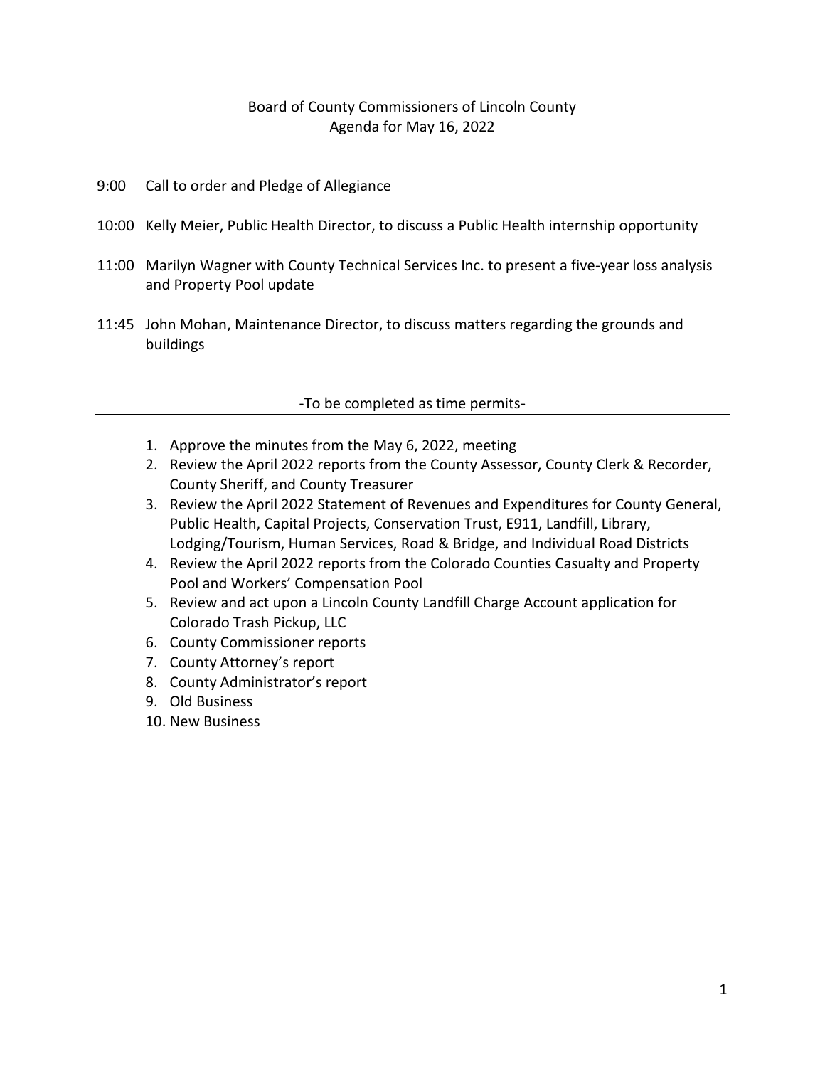# Board of County Commissioners of Lincoln County
## Agenda for May 16, 2022

9:00 Call to order and Pledge of Allegiance

10:00 Kelly Meier, Public Health Director, to discuss a Public Health internship opportunity

11:00 Marilyn Wagner with County Technical Services Inc. to present a five-year loss analysis and Property Pool update

11:45 John Mohan, Maintenance Director, to discuss matters regarding the grounds and buildings

-To be completed as time permits-

---

1. Approve the minutes from the May 6, 2022, meeting
2. Review the April 2022 reports from the County Assessor, County Clerk & Recorder, County Sheriff, and County Treasurer
3. Review the April 2022 Statement of Revenues and Expenditures for County General, Public Health, Capital Projects, Conservation Trust, E911, Landfill, Library, Lodging/Tourism, Human Services, Road & Bridge, and Individual Road Districts
4. Review the April 2022 reports from the Colorado Counties Casualty and Property Pool and Workers' Compensation Pool
5. Review and act upon a Lincoln County Landfill Charge Account application for Colorado Trash Pickup, LLC
6. County Commissioner reports
7. County Attorney's report
8. County Administrator's report
9. Old Business
10. New Business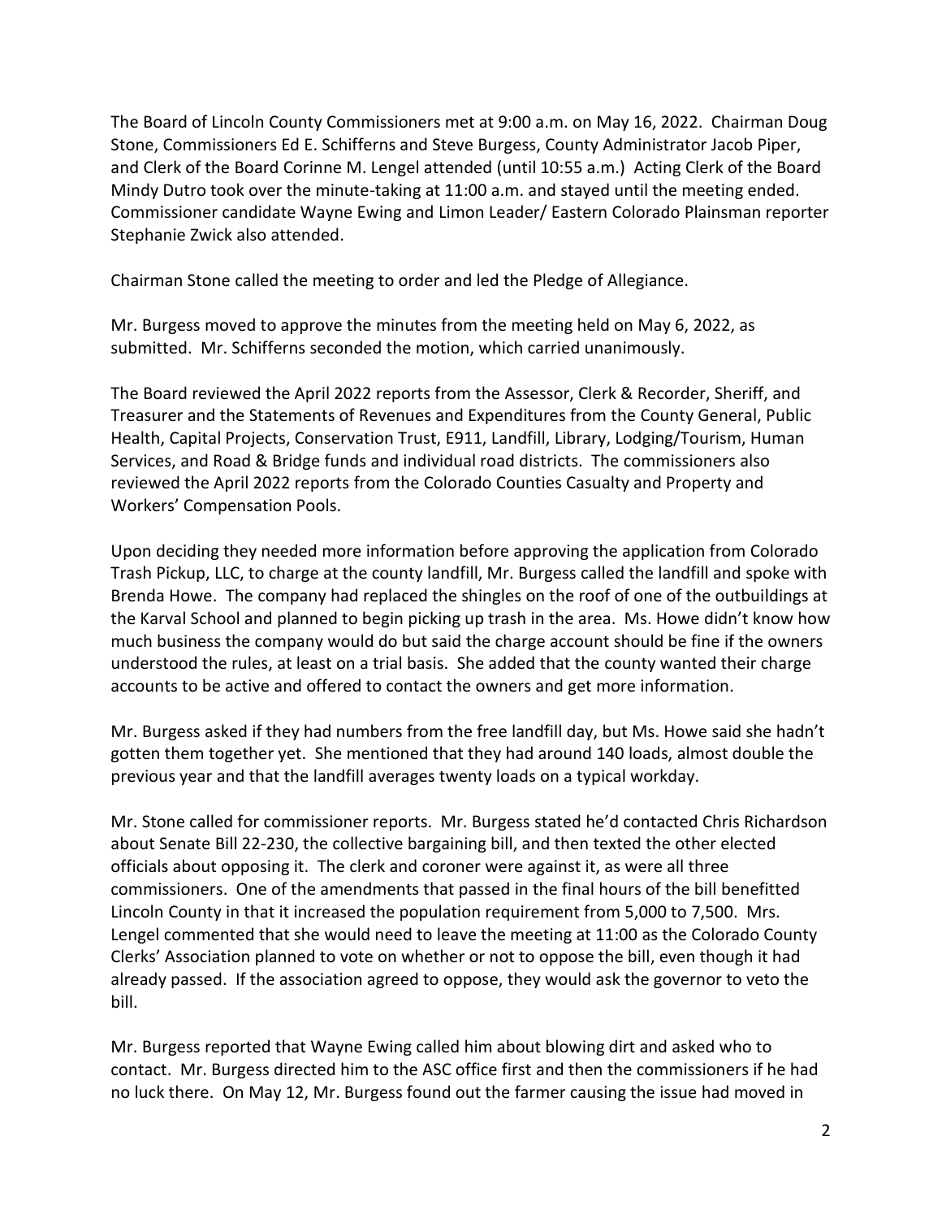The Board of Lincoln County Commissioners met at 9:00 a.m. on May 16, 2022. Chairman Doug Stone, Commissioners Ed E. Schifferns and Steve Burgess, County Administrator Jacob Piper, and Clerk of the Board Corinne M. Lengel attended (until 10:55 a.m.) Acting Clerk of the Board Mindy Dutro took over the minute-taking at 11:00 a.m. and stayed until the meeting ended. Commissioner candidate Wayne Ewing and Limon Leader/ Eastern Colorado Plainsman reporter Stephanie Zwick also attended.

Chairman Stone called the meeting to order and led the Pledge of Allegiance.

Mr. Burgess moved to approve the minutes from the meeting held on May 6, 2022, as submitted. Mr. Schifferns seconded the motion, which carried unanimously.

The Board reviewed the April 2022 reports from the Assessor, Clerk & Recorder, Sheriff, and Treasurer and the Statements of Revenues and Expenditures from the County General, Public Health, Capital Projects, Conservation Trust, E911, Landfill, Library, Lodging/Tourism, Human Services, and Road & Bridge funds and individual road districts. The commissioners also reviewed the April 2022 reports from the Colorado Counties Casualty and Property and Workers' Compensation Pools.

Upon deciding they needed more information before approving the application from Colorado Trash Pickup, LLC, to charge at the county landfill, Mr. Burgess called the landfill and spoke with Brenda Howe. The company had replaced the shingles on the roof of one of the outbuildings at the Karval School and planned to begin picking up trash in the area. Ms. Howe didn't know how much business the company would do but said the charge account should be fine if the owners understood the rules, at least on a trial basis. She added that the county wanted their charge accounts to be active and offered to contact the owners and get more information.

Mr. Burgess asked if they had numbers from the free landfill day, but Ms. Howe said she hadn't gotten them together yet. She mentioned that they had around 140 loads, almost double the previous year and that the landfill averages twenty loads on a typical workday.

Mr. Stone called for commissioner reports. Mr. Burgess stated he'd contacted Chris Richardson about Senate Bill 22-230, the collective bargaining bill, and then texted the other elected officials about opposing it. The clerk and coroner were against it, as were all three commissioners. One of the amendments that passed in the final hours of the bill benefitted Lincoln County in that it increased the population requirement from 5,000 to 7,500. Mrs. Lengel commented that she would need to leave the meeting at 11:00 as the Colorado County Clerks' Association planned to vote on whether or not to oppose the bill, even though it had already passed. If the association agreed to oppose, they would ask the governor to veto the bill.

Mr. Burgess reported that Wayne Ewing called him about blowing dirt and asked who to contact. Mr. Burgess directed him to the ASC office first and then the commissioners if he had no luck there. On May 12, Mr. Burgess found out the farmer causing the issue had moved in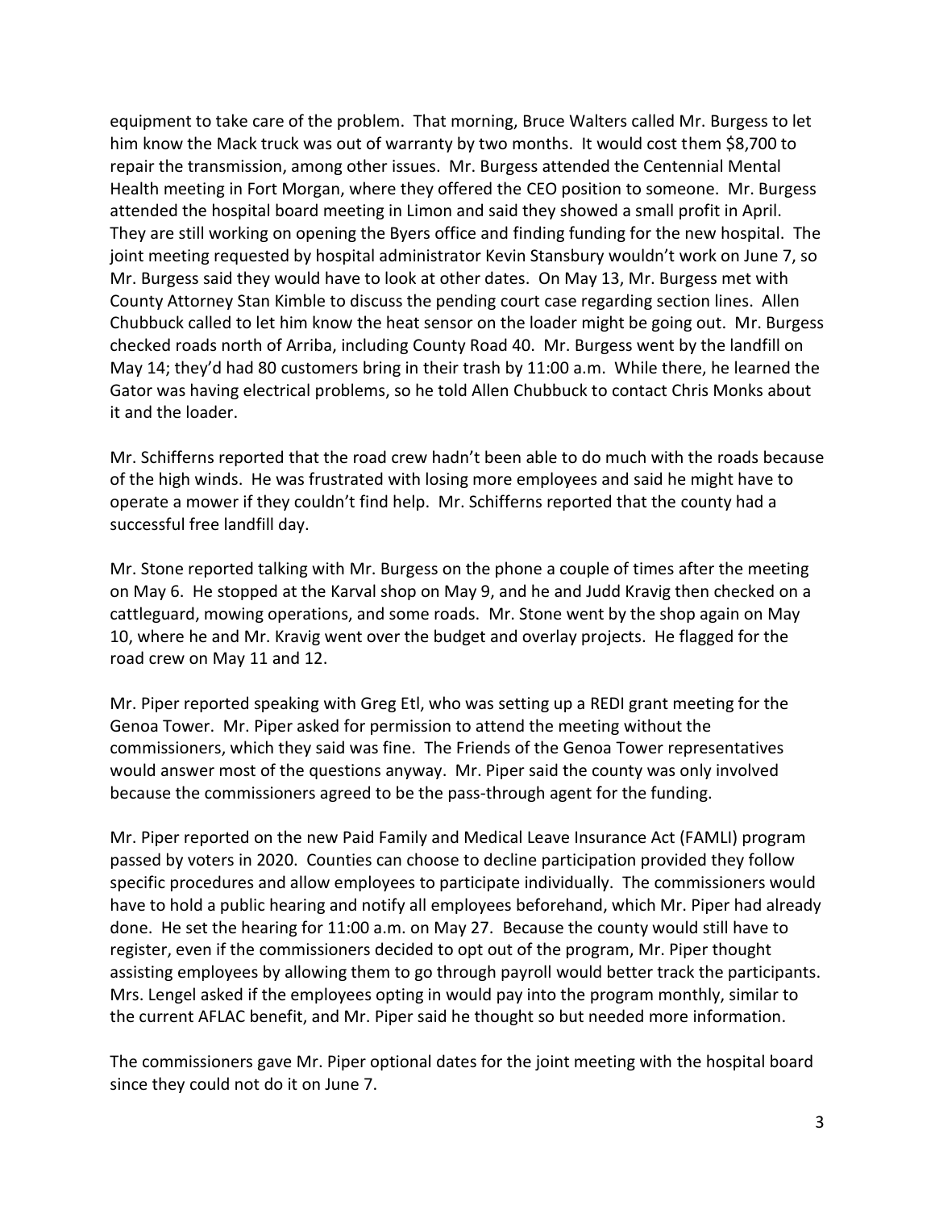equipment to take care of the problem. That morning, Bruce Walters called Mr. Burgess to let him know the Mack truck was out of warranty by two months. It would cost them $8,700 to repair the transmission, among other issues. Mr. Burgess attended the Centennial Mental Health meeting in Fort Morgan, where they offered the CEO position to someone. Mr. Burgess attended the hospital board meeting in Limon and said they showed a small profit in April. They are still working on opening the Byers office and finding funding for the new hospital. The joint meeting requested by hospital administrator Kevin Stansbury wouldn't work on June 7, so Mr. Burgess said they would have to look at other dates. On May 13, Mr. Burgess met with County Attorney Stan Kimble to discuss the pending court case regarding section lines. Allen Chubbuck called to let him know the heat sensor on the loader might be going out. Mr. Burgess checked roads north of Arriba, including County Road 40. Mr. Burgess went by the landfill on May 14; they'd had 80 customers bring in their trash by 11:00 a.m. While there, he learned the Gator was having electrical problems, so he told Allen Chubbuck to contact Chris Monks about it and the loader.

Mr. Schifferns reported that the road crew hadn't been able to do much with the roads because of the high winds. He was frustrated with losing more employees and said he might have to operate a mower if they couldn't find help. Mr. Schifferns reported that the county had a successful free landfill day.

Mr. Stone reported talking with Mr. Burgess on the phone a couple of times after the meeting on May 6. He stopped at the Karval shop on May 9, and he and Judd Kravig then checked on a cattleguard, mowing operations, and some roads. Mr. Stone went by the shop again on May 10, where he and Mr. Kravig went over the budget and overlay projects. He flagged for the road crew on May 11 and 12.

Mr. Piper reported speaking with Greg Etl, who was setting up a REDI grant meeting for the Genoa Tower. Mr. Piper asked for permission to attend the meeting without the commissioners, which they said was fine. The Friends of the Genoa Tower representatives would answer most of the questions anyway. Mr. Piper said the county was only involved because the commissioners agreed to be the pass-through agent for the funding.

Mr. Piper reported on the new Paid Family and Medical Leave Insurance Act (FAMLI) program passed by voters in 2020. Counties can choose to decline participation provided they follow specific procedures and allow employees to participate individually. The commissioners would have to hold a public hearing and notify all employees beforehand, which Mr. Piper had already done. He set the hearing for 11:00 a.m. on May 27. Because the county would still have to register, even if the commissioners decided to opt out of the program, Mr. Piper thought assisting employees by allowing them to go through payroll would better track the participants. Mrs. Lengel asked if the employees opting in would pay into the program monthly, similar to the current AFLAC benefit, and Mr. Piper said he thought so but needed more information.

The commissioners gave Mr. Piper optional dates for the joint meeting with the hospital board since they could not do it on June 7.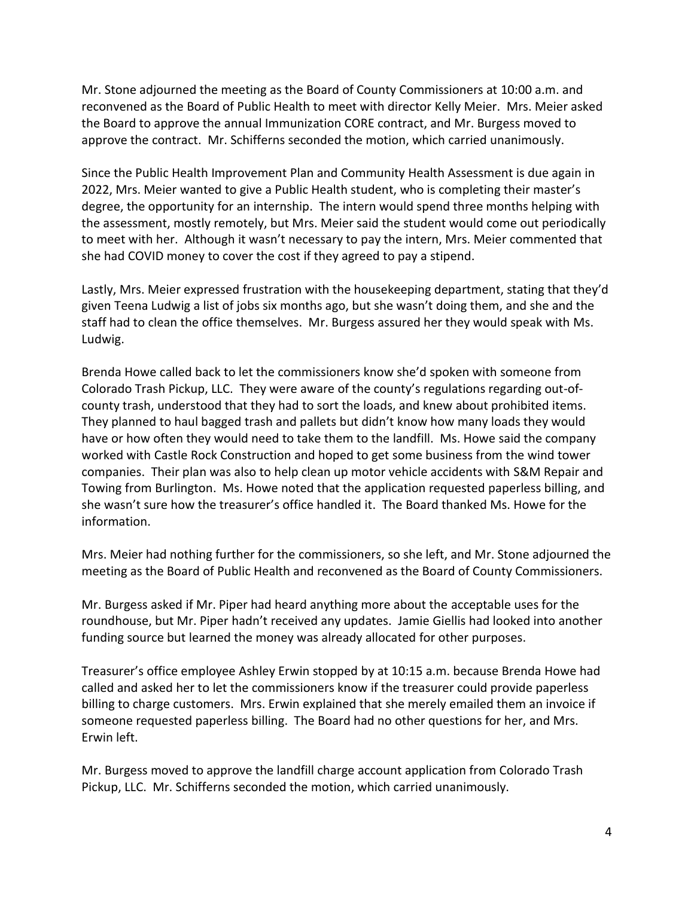Mr. Stone adjourned the meeting as the Board of County Commissioners at 10:00 a.m. and reconvened as the Board of Public Health to meet with director Kelly Meier. Mrs. Meier asked the Board to approve the annual Immunization CORE contract, and Mr. Burgess moved to approve the contract. Mr. Schifferns seconded the motion, which carried unanimously.

Since the Public Health Improvement Plan and Community Health Assessment is due again in 2022, Mrs. Meier wanted to give a Public Health student, who is completing their master's degree, the opportunity for an internship. The intern would spend three months helping with the assessment, mostly remotely, but Mrs. Meier said the student would come out periodically to meet with her. Although it wasn't necessary to pay the intern, Mrs. Meier commented that she had COVID money to cover the cost if they agreed to pay a stipend.

Lastly, Mrs. Meier expressed frustration with the housekeeping department, stating that they'd given Teena Ludwig a list of jobs six months ago, but she wasn't doing them, and she and the staff had to clean the office themselves. Mr. Burgess assured her they would speak with Ms. Ludwig.

Brenda Howe called back to let the commissioners know she'd spoken with someone from Colorado Trash Pickup, LLC. They were aware of the county's regulations regarding out-of-county trash, understood that they had to sort the loads, and knew about prohibited items. They planned to haul bagged trash and pallets but didn't know how many loads they would have or how often they would need to take them to the landfill. Ms. Howe said the company worked with Castle Rock Construction and hoped to get some business from the wind tower companies. Their plan was also to help clean up motor vehicle accidents with S&M Repair and Towing from Burlington. Ms. Howe noted that the application requested paperless billing, and she wasn't sure how the treasurer's office handled it. The Board thanked Ms. Howe for the information.

Mrs. Meier had nothing further for the commissioners, so she left, and Mr. Stone adjourned the meeting as the Board of Public Health and reconvened as the Board of County Commissioners.

Mr. Burgess asked if Mr. Piper had heard anything more about the acceptable uses for the roundhouse, but Mr. Piper hadn't received any updates. Jamie Giellis had looked into another funding source but learned the money was already allocated for other purposes.

Treasurer's office employee Ashley Erwin stopped by at 10:15 a.m. because Brenda Howe had called and asked her to let the commissioners know if the treasurer could provide paperless billing to charge customers. Mrs. Erwin explained that she merely emailed them an invoice if someone requested paperless billing. The Board had no other questions for her, and Mrs. Erwin left.

Mr. Burgess moved to approve the landfill charge account application from Colorado Trash Pickup, LLC. Mr. Schifferns seconded the motion, which carried unanimously.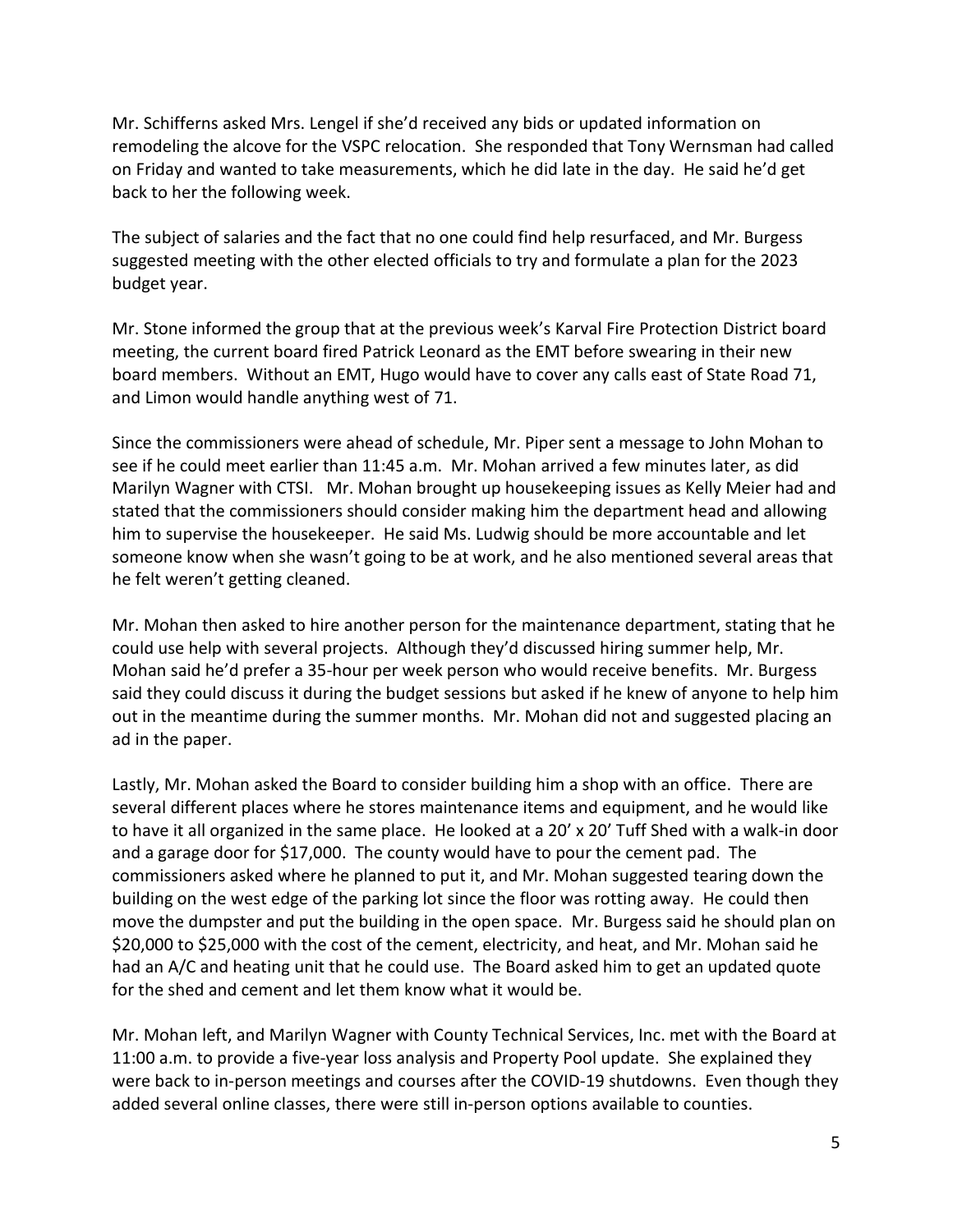Mr. Schifferns asked Mrs. Lengel if she'd received any bids or updated information on remodeling the alcove for the VSPC relocation. She responded that Tony Wernsman had called on Friday and wanted to take measurements, which he did late in the day. He said he'd get back to her the following week.

The subject of salaries and the fact that no one could find help resurfaced, and Mr. Burgess suggested meeting with the other elected officials to try and formulate a plan for the 2023 budget year.

Mr. Stone informed the group that at the previous week's Karval Fire Protection District board meeting, the current board fired Patrick Leonard as the EMT before swearing in their new board members. Without an EMT, Hugo would have to cover any calls east of State Road 71, and Limon would handle anything west of 71.

Since the commissioners were ahead of schedule, Mr. Piper sent a message to John Mohan to see if he could meet earlier than 11:45 a.m. Mr. Mohan arrived a few minutes later, as did Marilyn Wagner with CTSI. Mr. Mohan brought up housekeeping issues as Kelly Meier had and stated that the commissioners should consider making him the department head and allowing him to supervise the housekeeper. He said Ms. Ludwig should be more accountable and let someone know when she wasn't going to be at work, and he also mentioned several areas that he felt weren't getting cleaned.

Mr. Mohan then asked to hire another person for the maintenance department, stating that he could use help with several projects. Although they'd discussed hiring summer help, Mr. Mohan said he'd prefer a 35-hour per week person who would receive benefits. Mr. Burgess said they could discuss it during the budget sessions but asked if he knew of anyone to help him out in the meantime during the summer months. Mr. Mohan did not and suggested placing an ad in the paper.

Lastly, Mr. Mohan asked the Board to consider building him a shop with an office. There are several different places where he stores maintenance items and equipment, and he would like to have it all organized in the same place. He looked at a 20' x 20' Tuff Shed with a walk-in door and a garage door for $17,000. The county would have to pour the cement pad. The commissioners asked where he planned to put it, and Mr. Mohan suggested tearing down the building on the west edge of the parking lot since the floor was rotting away. He could then move the dumpster and put the building in the open space. Mr. Burgess said he should plan on $20,000 to $25,000 with the cost of the cement, electricity, and heat, and Mr. Mohan said he had an A/C and heating unit that he could use. The Board asked him to get an updated quote for the shed and cement and let them know what it would be.

Mr. Mohan left, and Marilyn Wagner with County Technical Services, Inc. met with the Board at 11:00 a.m. to provide a five-year loss analysis and Property Pool update. She explained they were back to in-person meetings and courses after the COVID-19 shutdowns. Even though they added several online classes, there were still in-person options available to counties.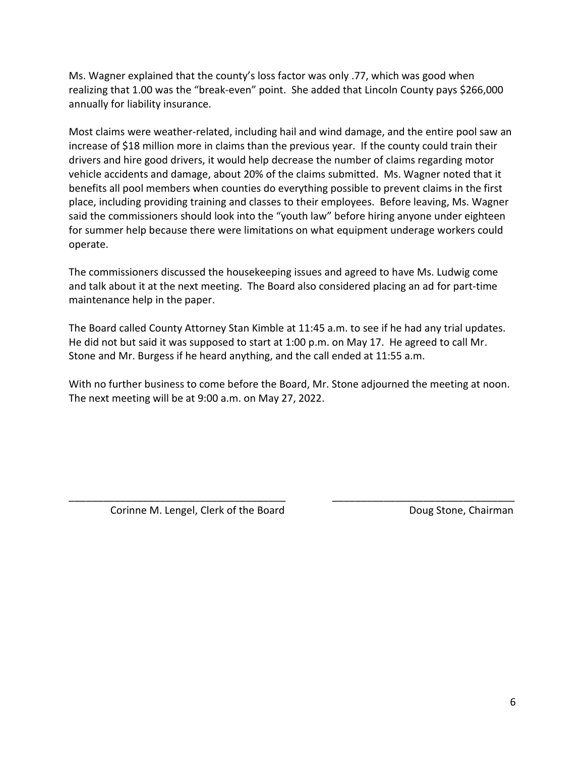Ms. Wagner explained that the county's loss factor was only .77, which was good when realizing that 1.00 was the "break-even" point. She added that Lincoln County pays $266,000 annually for liability insurance.

Most claims were weather-related, including hail and wind damage, and the entire pool saw an increase of $18 million more in claims than the previous year. If the county could train their drivers and hire good drivers, it would help decrease the number of claims regarding motor vehicle accidents and damage, about 20% of the claims submitted. Ms. Wagner noted that it benefits all pool members when counties do everything possible to prevent claims in the first place, including providing training and classes to their employees. Before leaving, Ms. Wagner said the commissioners should look into the "youth law" before hiring anyone under eighteen for summer help because there were limitations on what equipment underage workers could operate.

The commissioners discussed the housekeeping issues and agreed to have Ms. Ludwig come and talk about it at the next meeting. The Board also considered placing an ad for part-time maintenance help in the paper.

The Board called County Attorney Stan Kimble at 11:45 a.m. to see if he had any trial updates. He did not but said it was supposed to start at 1:00 p.m. on May 17. He agreed to call Mr. Stone and Mr. Burgess if he heard anything, and the call ended at 11:55 a.m.

With no further business to come before the Board, Mr. Stone adjourned the meeting at noon. The next meeting will be at 9:00 a.m. on May 27, 2022.

_______________________________________ Corinne M. Lengel, Clerk of the Board

_______________________________________ Doug Stone, Chairman